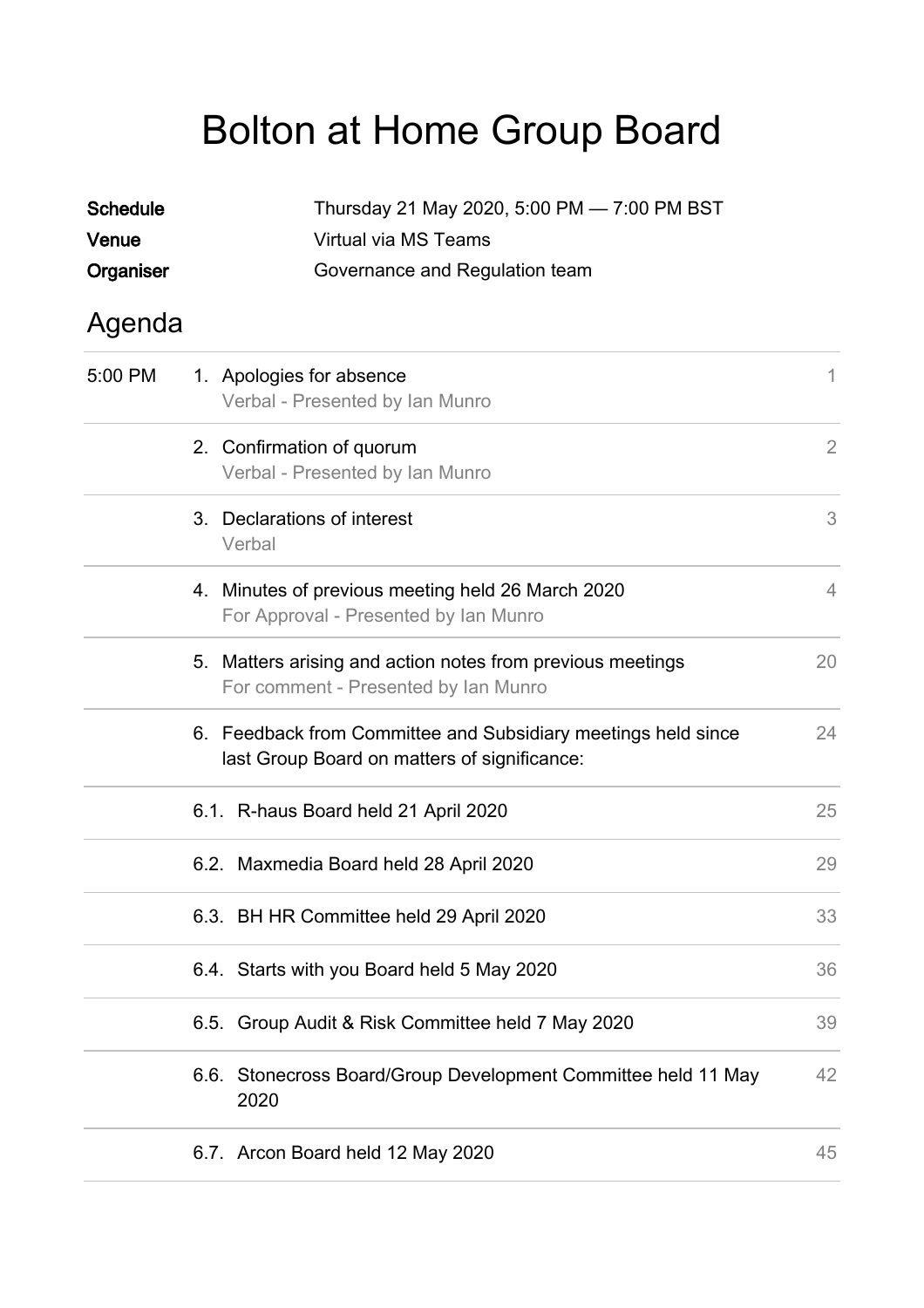# Bolton at Home Group Board

| | |
|---|---|
| **Schedule** | Thursday 21 May 2020, 5:00 PM — 7:00 PM BST |
| **Venue** | Virtual via MS Teams |
| **Organiser** | Governance and Regulation team |

## Agenda

| Time | Item | Page |
|---|---|---|
| 5:00 PM | 1. Apologies for absence<br>Verbal - Presented by Ian Munro | 1 |
| | 2. Confirmation of quorum<br>Verbal - Presented by Ian Munro | 2 |
| | 3. Declarations of interest<br>Verbal | 3 |
| | 4. Minutes of previous meeting held 26 March 2020<br>For Approval - Presented by Ian Munro | 4 |
| | 5. Matters arising and action notes from previous meetings<br>For comment - Presented by Ian Munro | 20 |
| | 6. Feedback from Committee and Subsidiary meetings held since last Group Board on matters of significance: | 24 |
| | 6.1. R-haus Board held 21 April 2020 | 25 |
| | 6.2. Maxmedia Board held 28 April 2020 | 29 |
| | 6.3. BH HR Committee held 29 April 2020 | 33 |
| | 6.4. Starts with you Board held 5 May 2020 | 36 |
| | 6.5. Group Audit & Risk Committee held 7 May 2020 | 39 |
| | 6.6. Stonecross Board/Group Development Committee held 11 May 2020 | 42 |
| | 6.7. Arcon Board held 12 May 2020 | 45 |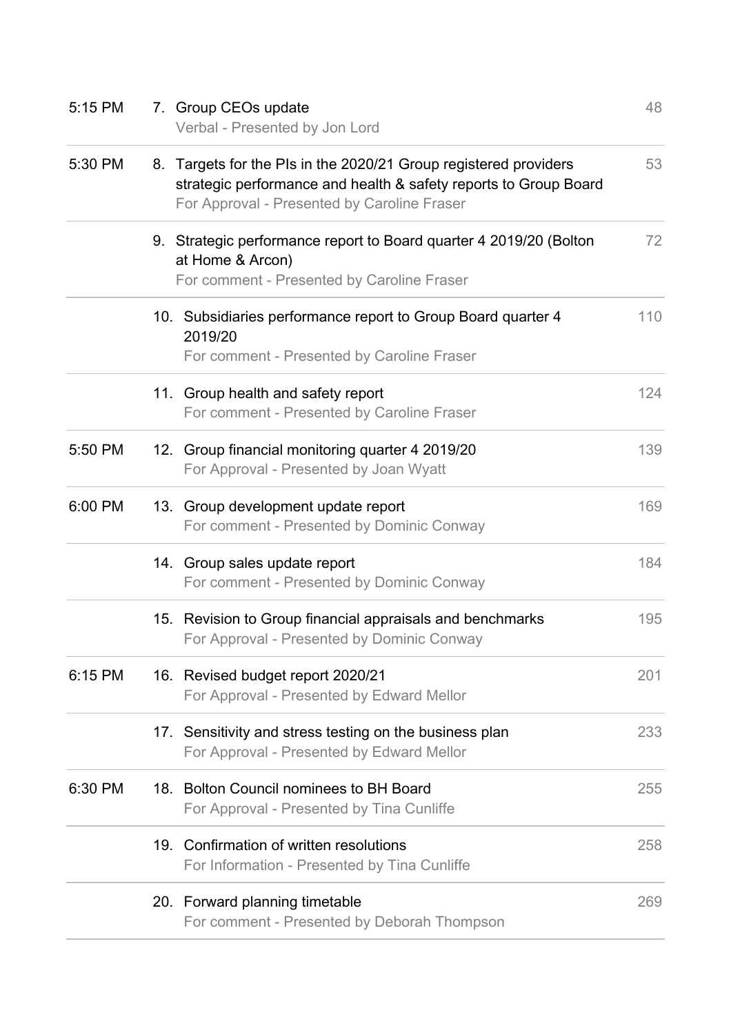| Time | Item | Page |
| --- | --- | --- |
| 5:15 PM | 7. Group CEOs update<br>Verbal - Presented by Jon Lord | 48 |
| 5:30 PM | 8. Targets for the PIs in the 2020/21 Group registered providers strategic performance and health & safety reports to Group Board<br>For Approval - Presented by Caroline Fraser | 53 |
| | 9. Strategic performance report to Board quarter 4 2019/20 (Bolton at Home & Arcon)<br>For comment - Presented by Caroline Fraser | 72 |
| | 10. Subsidiaries performance report to Group Board quarter 4 2019/20<br>For comment - Presented by Caroline Fraser | 110 |
| | 11. Group health and safety report<br>For comment - Presented by Caroline Fraser | 124 |
| 5:50 PM | 12. Group financial monitoring quarter 4 2019/20<br>For Approval - Presented by Joan Wyatt | 139 |
| 6:00 PM | 13. Group development update report<br>For comment - Presented by Dominic Conway | 169 |
| | 14. Group sales update report<br>For comment - Presented by Dominic Conway | 184 |
| | 15. Revision to Group financial appraisals and benchmarks<br>For Approval - Presented by Dominic Conway | 195 |
| 6:15 PM | 16. Revised budget report 2020/21<br>For Approval - Presented by Edward Mellor | 201 |
| | 17. Sensitivity and stress testing on the business plan<br>For Approval - Presented by Edward Mellor | 233 |
| 6:30 PM | 18. Bolton Council nominees to BH Board<br>For Approval - Presented by Tina Cunliffe | 255 |
| | 19. Confirmation of written resolutions<br>For Information - Presented by Tina Cunliffe | 258 |
| | 20. Forward planning timetable<br>For comment - Presented by Deborah Thompson | 269 |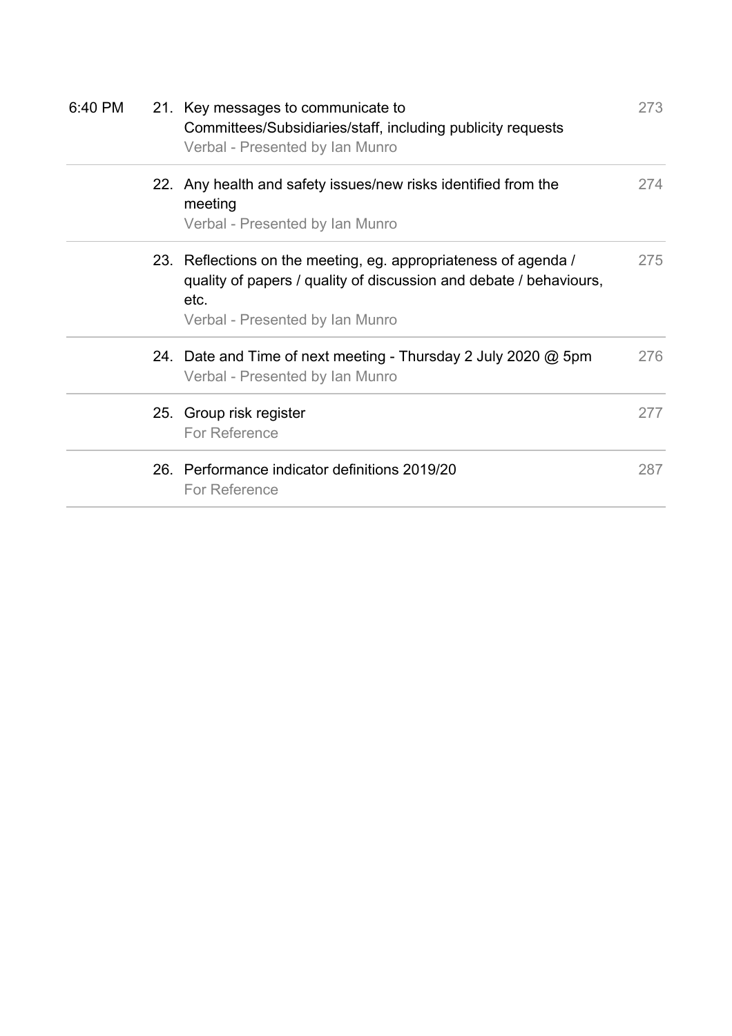| | | | |
|---|---|---|---|
| 6:40 PM | 21. | Key messages to communicate to Committees/Subsidiaries/staff, including publicity requests<br>Verbal - Presented by Ian Munro | 273 |
| | 22. | Any health and safety issues/new risks identified from the meeting<br>Verbal - Presented by Ian Munro | 274 |
| | 23. | Reflections on the meeting, eg. appropriateness of agenda / quality of papers / quality of discussion and debate / behaviours, etc.<br>Verbal - Presented by Ian Munro | 275 |
| | 24. | Date and Time of next meeting - Thursday 2 July 2020 @ 5pm<br>Verbal - Presented by Ian Munro | 276 |
| | 25. | Group risk register<br>For Reference | 277 |
| | 26. | Performance indicator definitions 2019/20<br>For Reference | 287 |